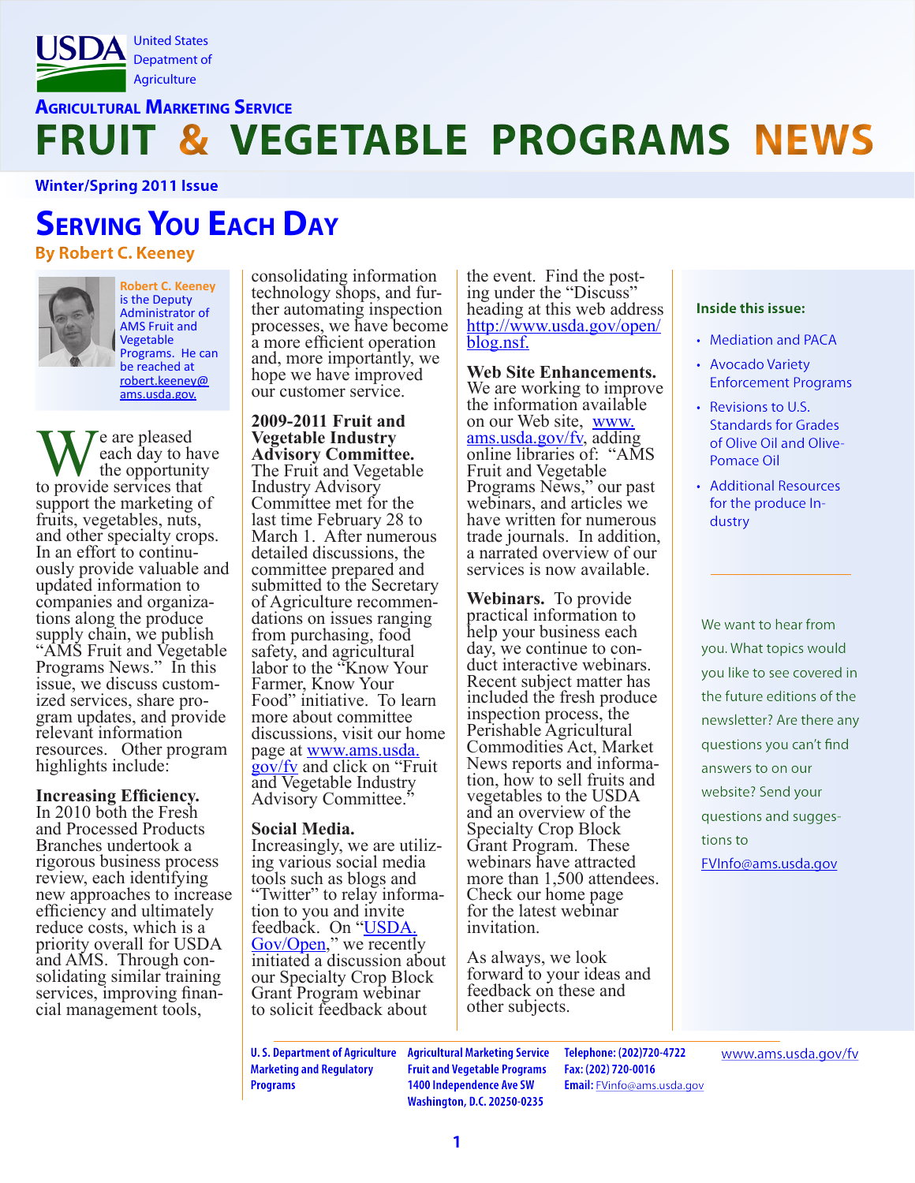USDA United States Depatment of Agriculture

Agricultural Marketing Service

# FRUIT & VEGETABLE PROGRAMS NEWS

**Winter/Spring 2011 Issue**

## Serving You Each Day

**By Robert C. Keeney**

Robert C. Keeney is the Deputy Administrator of AMS Fruit and Vegetable Programs. He can be reached at robert.keeney@ams.usda.gov.

We are pleased each day to have the opportunity to provide services that support the marketing of fruits, vegetables, nuts, and other specialty crops. In an effort to continuously provide valuable and updated information to companies and organizations along the produce supply chain, we publish "AMS Fruit and Vegetable Programs News." In this issue, we discuss customized services, share program updates, and provide relevant information resources. Other program highlights include:

**Increasing Efficiency.** In 2010 both the Fresh and Processed Products Branches undertook a rigorous business process review, each identifying new approaches to increase efficiency and ultimately reduce costs, which is a priority overall for USDA and AMS. Through consolidating similar training services, improving financial management tools, consolidating information technology shops, and further automating inspection processes, we have become a more efficient operation and, more importantly, we hope we have improved our customer service.

**2009-2011 Fruit and Vegetable Industry Advisory Committee.** The Fruit and Vegetable Industry Advisory Committee met for the last time February 28 to March 1. After numerous detailed discussions, the committee prepared and submitted to the Secretary of Agriculture recommendations on issues ranging from purchasing, food safety, and agricultural labor to the "Know Your Farmer, Know Your Food" initiative. To learn more about committee discussions, visit our home page at www.ams.usda.gov/fv and click on "Fruit and Vegetable Industry Advisory Committee."

**Social Media.** Increasingly, we are utilizing various social media tools such as blogs and "Twitter" to relay information to you and invite feedback. On "USDA.Gov/Open," we recently initiated a discussion about our Specialty Crop Block Grant Program webinar to solicit feedback about the event. Find the posting under the "Discuss" heading at this web address http://www.usda.gov/open/blog.nsf.

**Web Site Enhancements.** We are working to improve the information available on our Web site, www.ams.usda.gov/fv, adding online libraries of: "AMS Fruit and Vegetable Programs News," our past webinars, and articles we have written for numerous trade journals. In addition, a narrated overview of our services is now available.

**Webinars.** To provide practical information to help your business each day, we continue to conduct interactive webinars. Recent subject matter has included the fresh produce inspection process, the Perishable Agricultural Commodities Act, Market News reports and information, how to sell fruits and vegetables to the USDA and an overview of the Specialty Crop Block Grant Program. These webinars have attracted more than 1,500 attendees. Check our home page for the latest webinar invitation.

As always, we look forward to your ideas and feedback on these and other subjects.

**Inside this issue:**

- Mediation and PACA
- Avocado Variety Enforcement Programs
- Revisions to U.S. Standards for Grades of Olive Oil and Olive-Pomace Oil
- Additional Resources for the produce Industry

We want to hear from you. What topics would you like to see covered in the future editions of the newsletter? Are there any questions you can't find answers to on our website? Send your questions and suggestions to FVInfo@ams.usda.gov

**U. S. Department of Agriculture Marketing and Regulatory Programs**

**Agricultural Marketing Service Fruit and Vegetable Programs 1400 Independence Ave SW Washington, D.C. 20250-0235**

**Telephone: (202)720-4722 Fax: (202) 720-0016 Email:** FVinfo@ams.usda.gov

www.ams.usda.gov/fv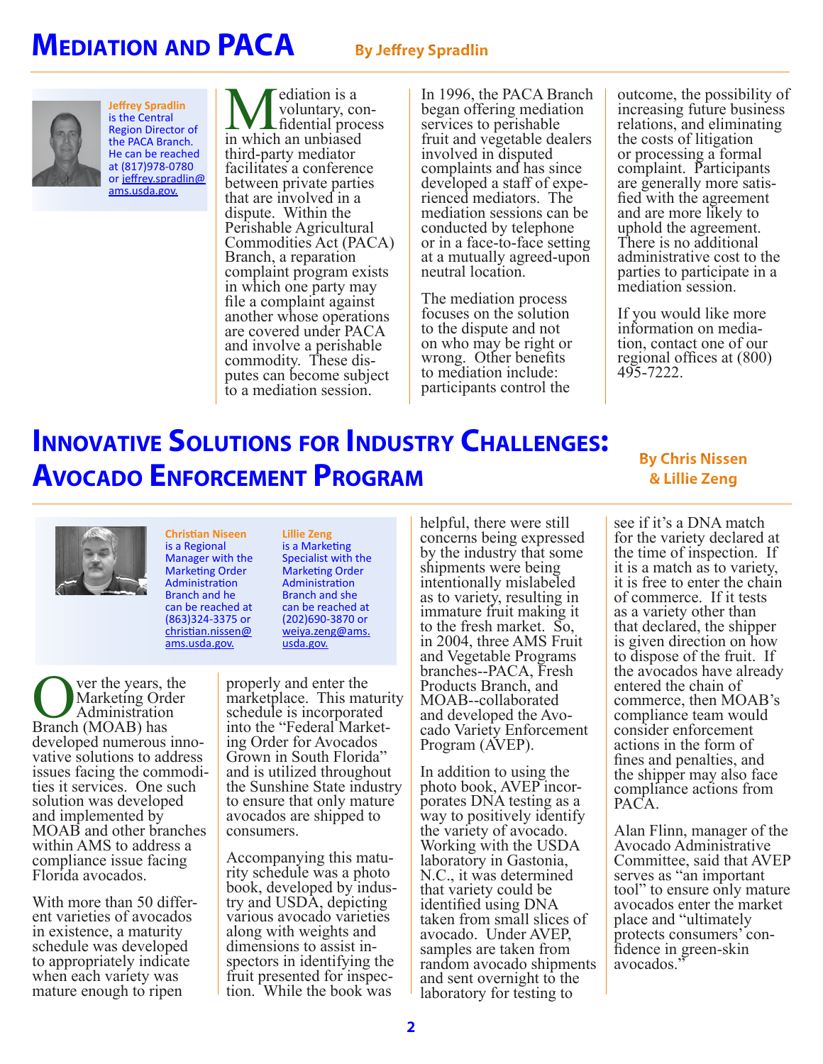# Mediation and PACA

**By Jeffrey Spradlin**

**Jeffrey Spradlin** is the Central Region Director of the PACA Branch. He can be reached at (817)978-0780 or jeffrey.spradlin@ams.usda.gov.

Mediation is a voluntary, confidential process in which an unbiased third-party mediator facilitates a conference between private parties that are involved in a dispute. Within the Perishable Agricultural Commodities Act (PACA) Branch, a reparation complaint program exists in which one party may file a complaint against another whose operations are covered under PACA and involve a perishable commodity. These disputes can become subject to a mediation session.

In 1996, the PACA Branch began offering mediation services to perishable fruit and vegetable dealers involved in disputed complaints and has since developed a staff of experienced mediators. The mediation sessions can be conducted by telephone or in a face-to-face setting at a mutually agreed-upon neutral location.

The mediation process focuses on the solution to the dispute and not on who may be right or wrong. Other benefits to mediation include: participants control the outcome, the possibility of increasing future business relations, and eliminating the costs of litigation or processing a formal complaint. Participants are generally more satisfied with the agreement and are more likely to uphold the agreement. There is no additional administrative cost to the parties to participate in a mediation session.

If you would like more information on mediation, contact one of our regional offices at (800) 495-7222.

# Innovative Solutions for Industry Challenges: Avocado Enforcement Program

**By Chris Nissen & Lillie Zeng**

**Christian Niseen** is a Regional Manager with the Marketing Order Administration Branch and he can be reached at (863)324-3375 or christian.nissen@ams.usda.gov.

**Lillie Zeng** is a Marketing Specialist with the Marketing Order Administration Branch and she can be reached at (202)690-3870 or weiya.zeng@ams.usda.gov.

Over the years, the Marketing Order Administration Branch (MOAB) has developed numerous innovative solutions to address issues facing the commodities it services. One such solution was developed and implemented by MOAB and other branches within AMS to address a compliance issue facing Florida avocados.

With more than 50 different varieties of avocados in existence, a maturity schedule was developed to appropriately indicate when each variety was mature enough to ripen properly and enter the marketplace. This maturity schedule is incorporated into the "Federal Marketing Order for Avocados Grown in South Florida" and is utilized throughout the Sunshine State industry to ensure that only mature avocados are shipped to consumers.

Accompanying this maturity schedule was a photo book, developed by industry and USDA, depicting various avocado varieties along with weights and dimensions to assist inspectors in identifying the fruit presented for inspection. While the book was helpful, there were still concerns being expressed by the industry that some shipments were being intentionally mislabeled as to variety, resulting in immature fruit making it to the fresh market. So, in 2004, three AMS Fruit and Vegetable Programs branches--PACA, Fresh Products Branch, and MOAB--collaborated and developed the Avocado Variety Enforcement Program (AVEP).

In addition to using the photo book, AVEP incorporates DNA testing as a way to positively identify the variety of avocado. Working with the USDA laboratory in Gastonia, N.C., it was determined that variety could be identified using DNA taken from small slices of avocado. Under AVEP, samples are taken from random avocado shipments and sent overnight to the laboratory for testing to see if it's a DNA match for the variety declared at the time of inspection. If it is a match as to variety, it is free to enter the chain of commerce. If it tests as a variety other than that declared, the shipper is given direction on how to dispose of the fruit. If the avocados have already entered the chain of commerce, then MOAB's compliance team would consider enforcement actions in the form of fines and penalties, and the shipper may also face compliance actions from PACA.

Alan Flinn, manager of the Avocado Administrative Committee, said that AVEP serves as "an important tool" to ensure only mature avocados enter the market place and "ultimately protects consumers' confidence in green-skin avocados."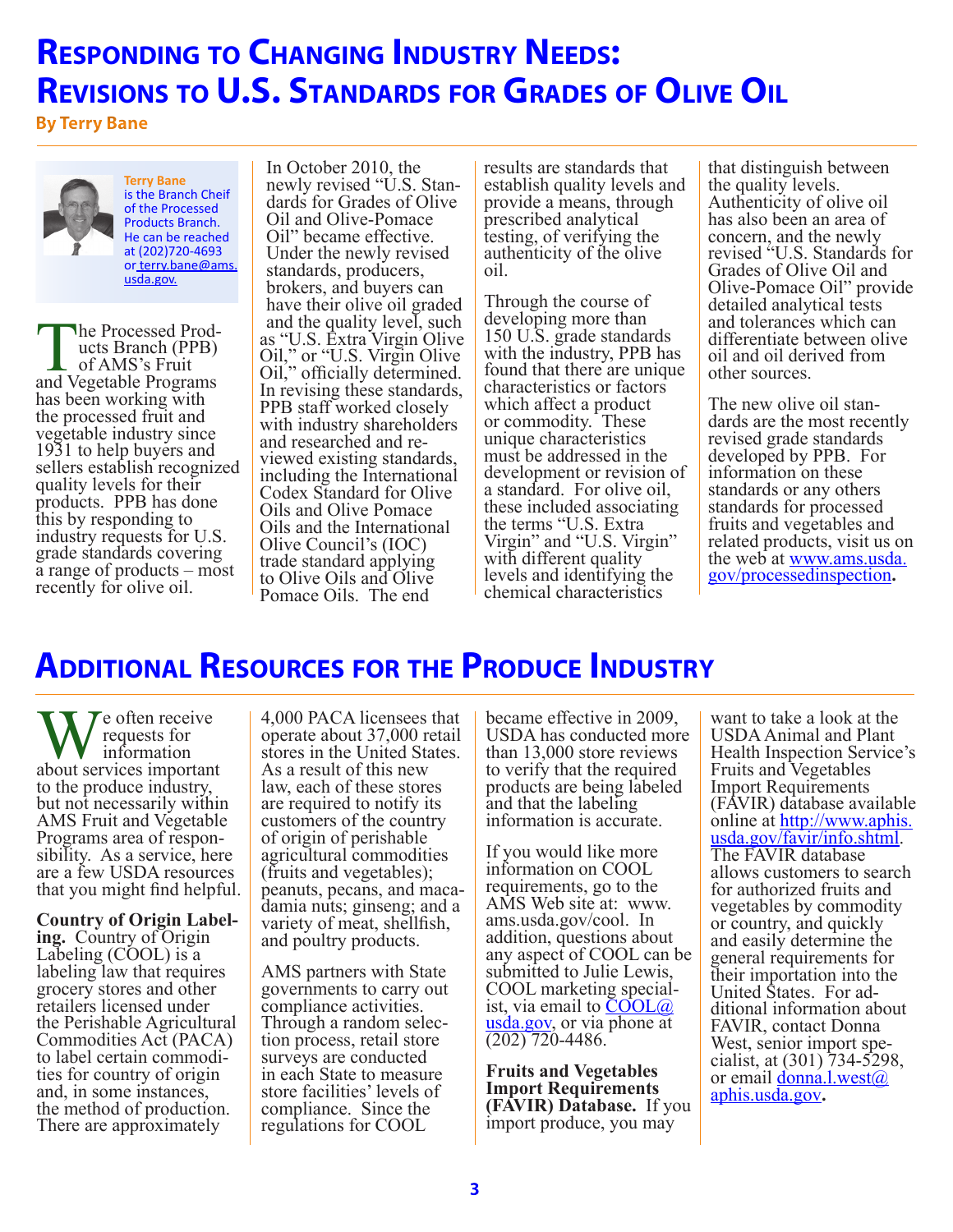# Responding to Changing Industry Needs: Revisions to U.S. Standards for Grades of Olive Oil

**By Terry Bane**

**Terry Bane** is the Branch Cheif of the Processed Products Branch. He can be reached at (202)720-4693 or terry.bane@ams.usda.gov.

The Processed Products Branch (PPB) of AMS's Fruit and Vegetable Programs has been working with the processed fruit and vegetable industry since 1931 to help buyers and sellers establish recognized quality levels for their products. PPB has done this by responding to industry requests for U.S. grade standards covering a range of products – most recently for olive oil.

In October 2010, the newly revised "U.S. Standards for Grades of Olive Oil and Olive-Pomace Oil" became effective. Under the newly revised standards, producers, brokers, and buyers can have their olive oil graded and the quality level, such as "U.S. Extra Virgin Olive Oil," or "U.S. Virgin Olive Oil," officially determined. In revising these standards, PPB staff worked closely with industry shareholders and researched and reviewed existing standards, including the International Codex Standard for Olive Oils and Olive Pomace Oils and the International Olive Council's (IOC) trade standard applying to Olive Oils and Olive Pomace Oils. The end results are standards that establish quality levels and provide a means, through prescribed analytical testing, of verifying the authenticity of the olive oil.

Through the course of developing more than 150 U.S. grade standards with the industry, PPB has found that there are unique characteristics or factors which affect a product or commodity. These unique characteristics must be addressed in the development or revision of a standard. For olive oil, these included associating the terms "U.S. Extra Virgin" and "U.S. Virgin" with different quality levels and identifying the chemical characteristics that distinguish between the quality levels. Authenticity of olive oil has also been an area of concern, and the newly revised "U.S. Standards for Grades of Olive Oil and Olive-Pomace Oil" provide detailed analytical tests and tolerances which can differentiate between olive oil and oil derived from other sources.

The new olive oil standards are the most recently revised grade standards developed by PPB. For information on these standards or any others standards for processed fruits and vegetables and related products, visit us on the web at www.ams.usda.gov/processedinspection.

# Additional Resources for the Produce Industry

We often receive requests for information about services important to the produce industry, but not necessarily within AMS Fruit and Vegetable Programs area of responsibility. As a service, here are a few USDA resources that you might find helpful.

**Country of Origin Labeling.** Country of Origin Labeling (COOL) is a labeling law that requires grocery stores and other retailers licensed under the Perishable Agricultural Commodities Act (PACA) to label certain commodities for country of origin and, in some instances, the method of production. There are approximately 4,000 PACA licensees that operate about 37,000 retail stores in the United States. As a result of this new law, each of these stores are required to notify its customers of the country of origin of perishable agricultural commodities (fruits and vegetables); peanuts, pecans, and macadamia nuts; ginseng; and a variety of meat, shellfish, and poultry products.

AMS partners with State governments to carry out compliance activities. Through a random selection process, retail store surveys are conducted in each State to measure store facilities' levels of compliance. Since the regulations for COOL became effective in 2009, USDA has conducted more than 13,000 store reviews to verify that the required products are being labeled and that the labeling information is accurate.

If you would like more information on COOL requirements, go to the AMS Web site at: www.ams.usda.gov/cool. In addition, questions about any aspect of COOL can be submitted to Julie Lewis, COOL marketing specialist, via email to COOL@usda.gov, or via phone at (202) 720-4486.

**Fruits and Vegetables Import Requirements (FAVIR) Database.** If you import produce, you may want to take a look at the USDA Animal and Plant Health Inspection Service's Fruits and Vegetables Import Requirements (FAVIR) database available online at http://www.aphis.usda.gov/favir/info.shtml. The FAVIR database allows customers to search for authorized fruits and vegetables by commodity or country, and quickly and easily determine the general requirements for their importation into the United States. For additional information about FAVIR, contact Donna West, senior import specialist, at (301) 734-5298, or email donna.l.west@aphis.usda.gov.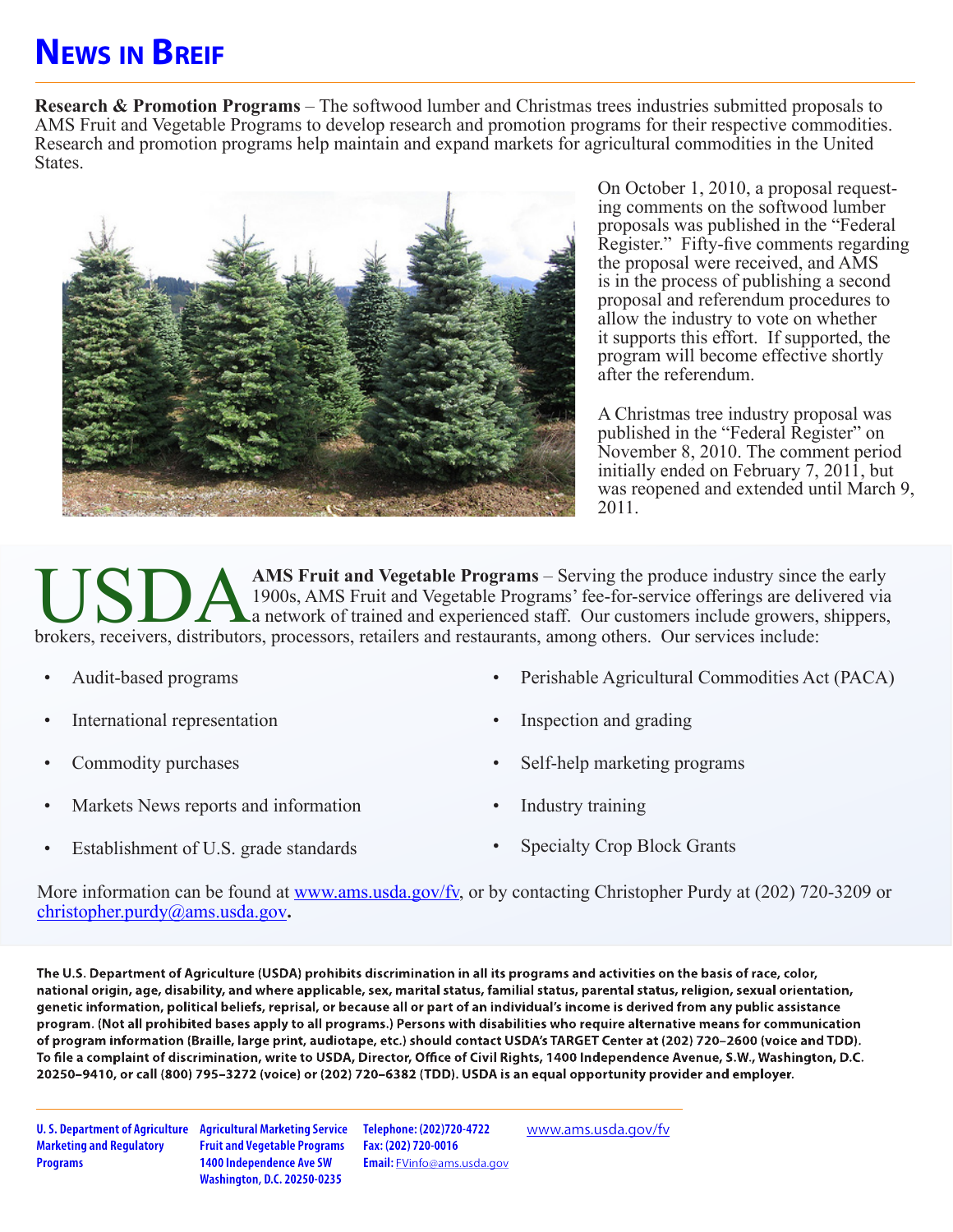# News in Breif

**Research & Promotion Programs** – The softwood lumber and Christmas trees industries submitted proposals to AMS Fruit and Vegetable Programs to develop research and promotion programs for their respective commodities. Research and promotion programs help maintain and expand markets for agricultural commodities in the United States.

On October 1, 2010, a proposal requesting comments on the softwood lumber proposals was published in the "Federal Register." Fifty-five comments regarding the proposal were received, and AMS is in the process of publishing a second proposal and referendum procedures to allow the industry to vote on whether it supports this effort. If supported, the program will become effective shortly after the referendum.

A Christmas tree industry proposal was published in the "Federal Register" on November 8, 2010. The comment period initially ended on February 7, 2011, but was reopened and extended until March 9, 2011.

USDA

**AMS Fruit and Vegetable Programs** – Serving the produce industry since the early 1900s, AMS Fruit and Vegetable Programs' fee-for-service offerings are delivered via a network of trained and experienced staff. Our customers include growers, shippers, brokers, receivers, distributors, processors, retailers and restaurants, among others. Our services include:

- Audit-based programs
- International representation
- Commodity purchases
- Markets News reports and information
- Establishment of U.S. grade standards
- Perishable Agricultural Commodities Act (PACA)
- Inspection and grading
- Self-help marketing programs
- Industry training
- Specialty Crop Block Grants

More information can be found at www.ams.usda.gov/fv, or by contacting Christopher Purdy at (202) 720-3209 or christopher.purdy@ams.usda.gov**.**

**The U.S. Department of Agriculture (USDA) prohibits discrimination in all its programs and activities on the basis of race, color, national origin, age, disability, and where applicable, sex, marital status, familial status, parental status, religion, sexual orientation, genetic information, political beliefs, reprisal, or because all or part of an individual's income is derived from any public assistance program. (Not all prohibited bases apply to all programs.) Persons with disabilities who require alternative means for communication of program information (Braille, large print, audiotape, etc.) should contact USDA's TARGET Center at (202) 720–2600 (voice and TDD). To file a complaint of discrimination, write to USDA, Director, Office of Civil Rights, 1400 Independence Avenue, S.W., Washington, D.C. 20250–9410, or call (800) 795–3272 (voice) or (202) 720–6382 (TDD). USDA is an equal opportunity provider and employer.**

**U. S. Department of Agriculture**
**Marketing and Regulatory Programs**

**Agricultural Marketing Service**
**Fruit and Vegetable Programs**
**1400 Independence Ave SW**
**Washington, D.C. 20250-0235**

**Telephone: (202)720-4722**
**Fax: (202) 720-0016**
**Email:** FVinfo@ams.usda.gov

www.ams.usda.gov/fv